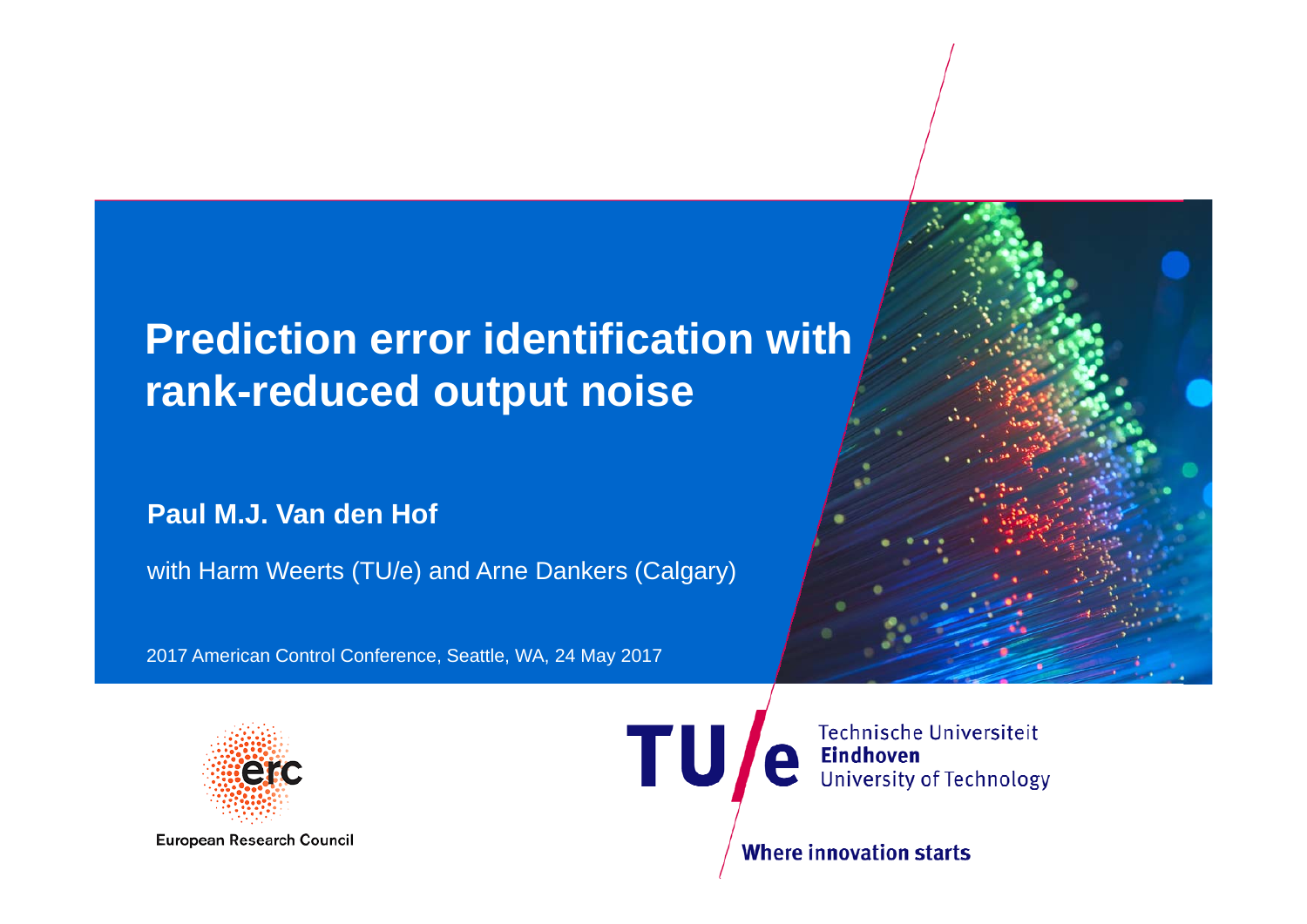# Prediction error identification with rank-reduced output noise

**Paul M.J. Van den Hof**

with Harm Weerts (TU/e) and Arne Dankers (Calgary)

2017 American Control Conference, Seattle, WA, 24 May 2017

European Research Council

Technische Universiteit **Eindhoven** University of Technology

**Where innovation starts**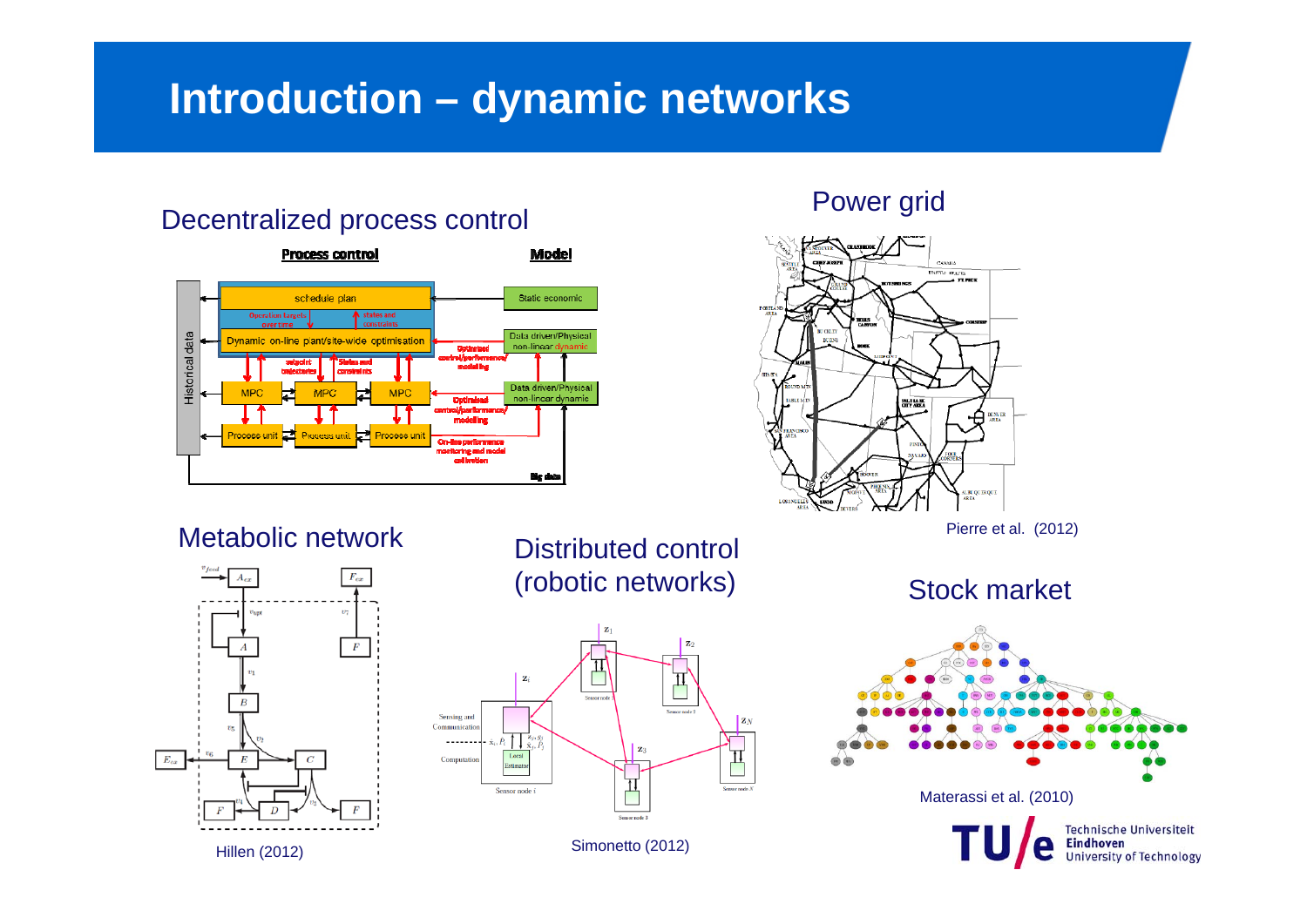# Introduction – dynamic networks

## Decentralized process control

## Power grid

Pierre et al. (2012)

## Metabolic network

Hillen (2012)

## Distributed control (robotic networks)

Simonetto (2012)

## Stock market

Materassi et al. (2010)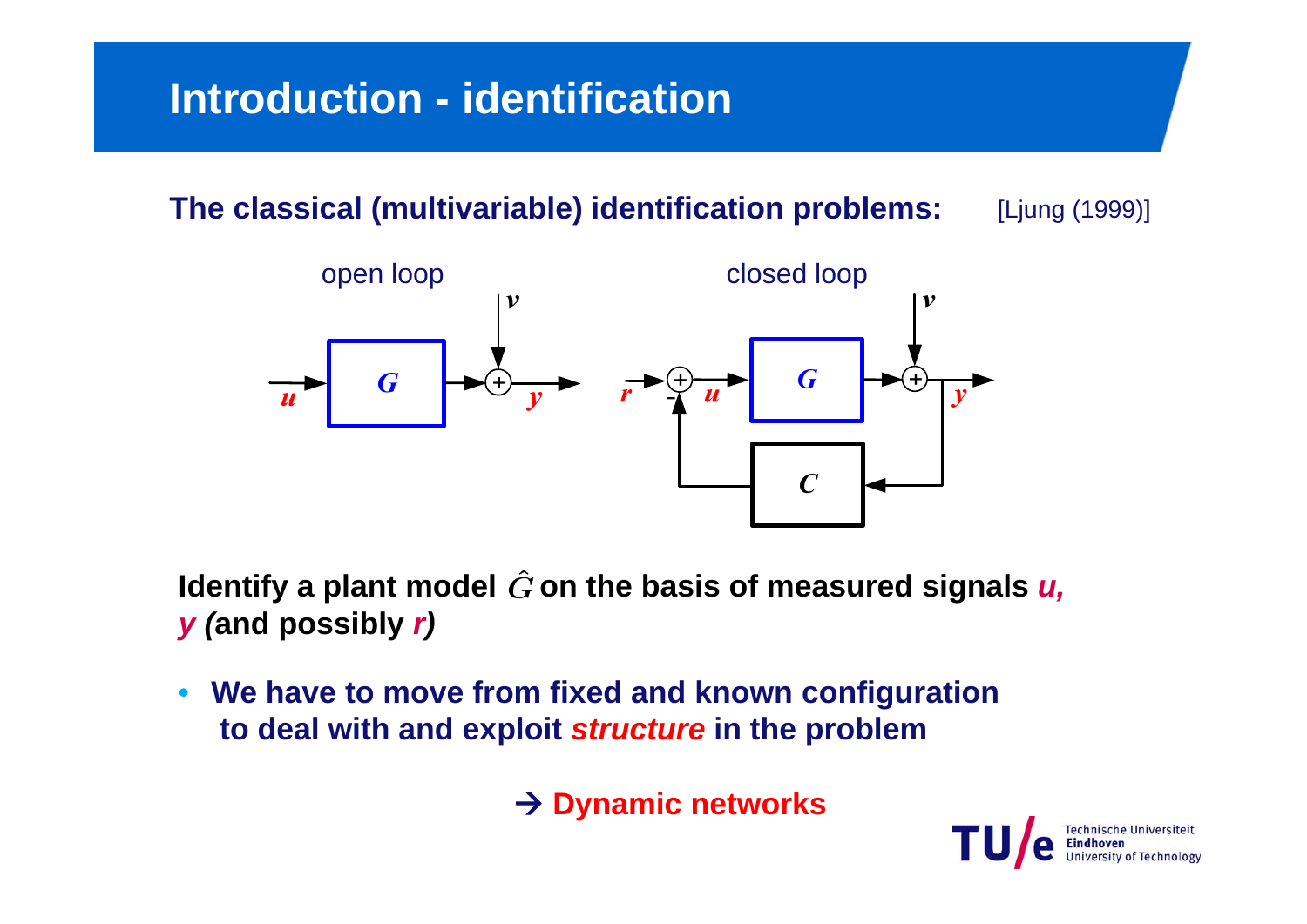# Introduction - identification

**The classical (multivariable) identification problems:** [Ljung (1999)]

open loop

closed loop

**Identify a plant model $\hat{G}$ on the basis of measured signals *u*, *y* (and possibly *r*)**

- **We have to move from fixed and known configuration to deal with and exploit *structure* in the problem**

**→ Dynamic networks**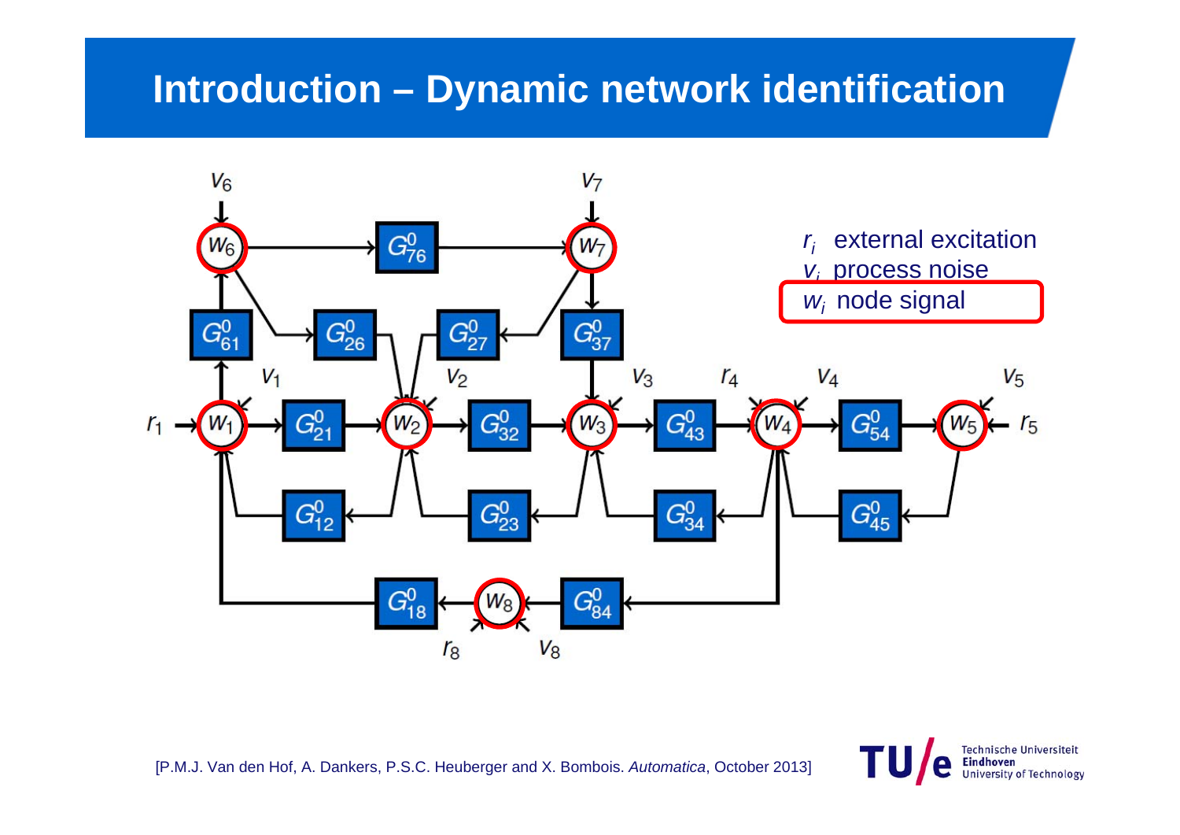# Introduction – Dynamic network identification

$r_i$ external excitation
$v_i$ process noise
$w_i$ node signal

[P.M.J. Van den Hof, A. Dankers, P.S.C. Heuberger and X. Bombois. *Automatica*, October 2013]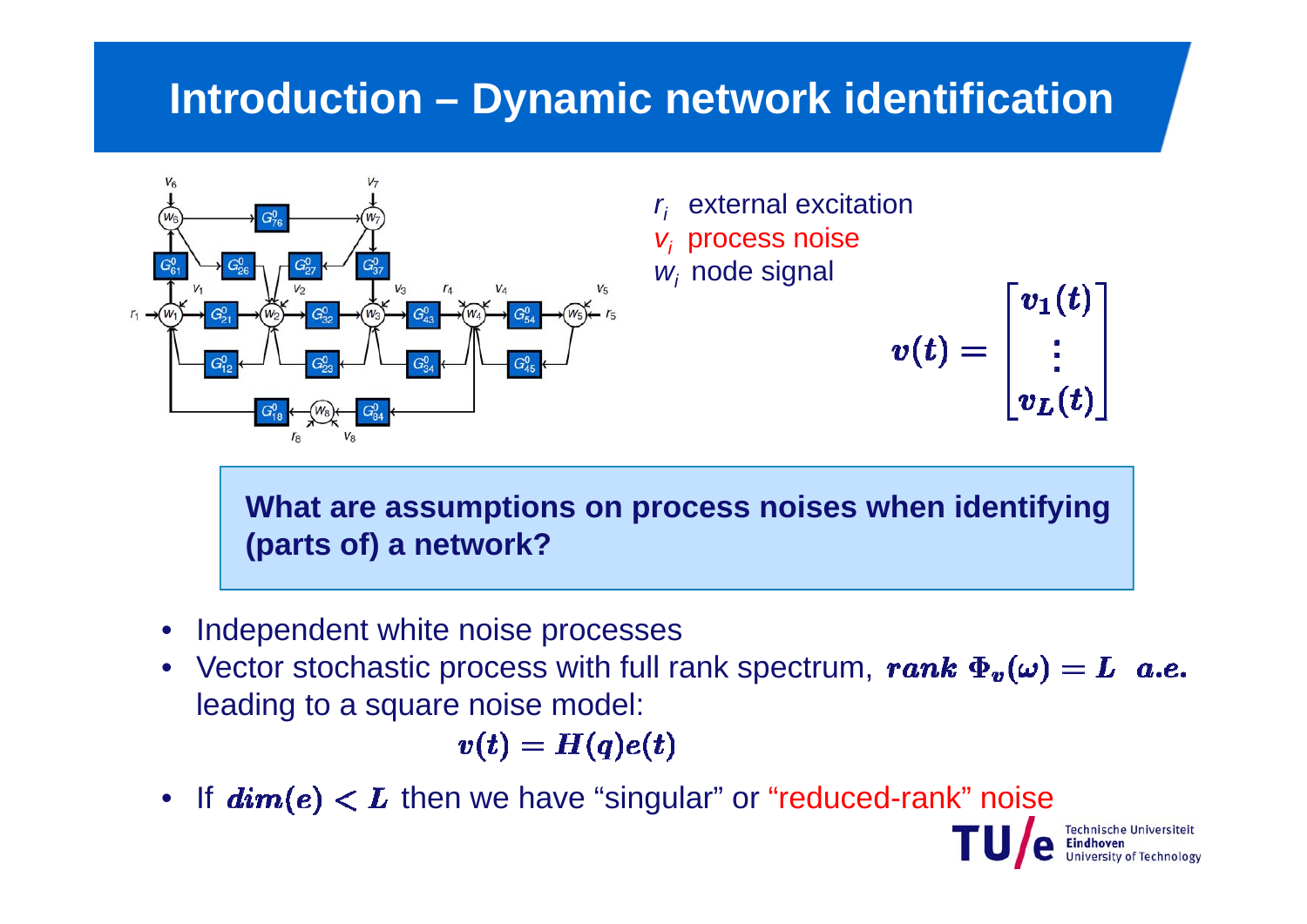# Introduction – Dynamic network identification

$r_i$ external excitation
$v_i$ process noise
$w_i$ node signal

$$v(t) = \begin{bmatrix} v_1(t) \\ \vdots \\ v_L(t) \end{bmatrix}$$

**What are assumptions on process noises when identifying (parts of) a network?**

- Independent white noise processes
- Vector stochastic process with full rank spectrum, $rank\ \Phi_v(\omega) = L \quad a.e.$ leading to a square noise model:

$$v(t) = H(q)e(t)$$

- If $dim(e) < L$ then we have "singular" or "reduced-rank" noise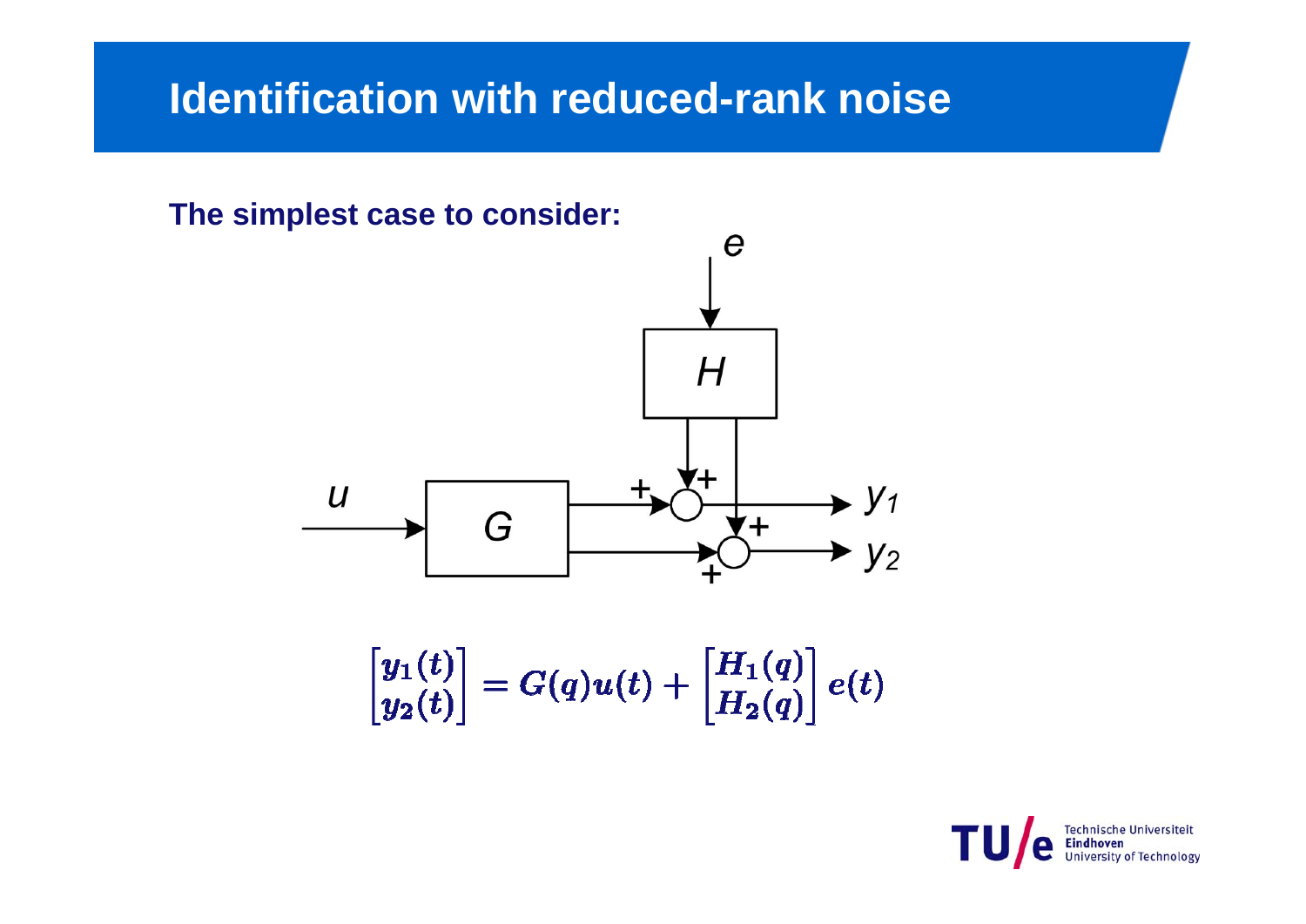# Identification with reduced-rank noise

**The simplest case to consider:**

$$\begin{bmatrix} y_1(t) \\ y_2(t) \end{bmatrix} = G(q)u(t) + \begin{bmatrix} H_1(q) \\ H_2(q) \end{bmatrix} e(t)$$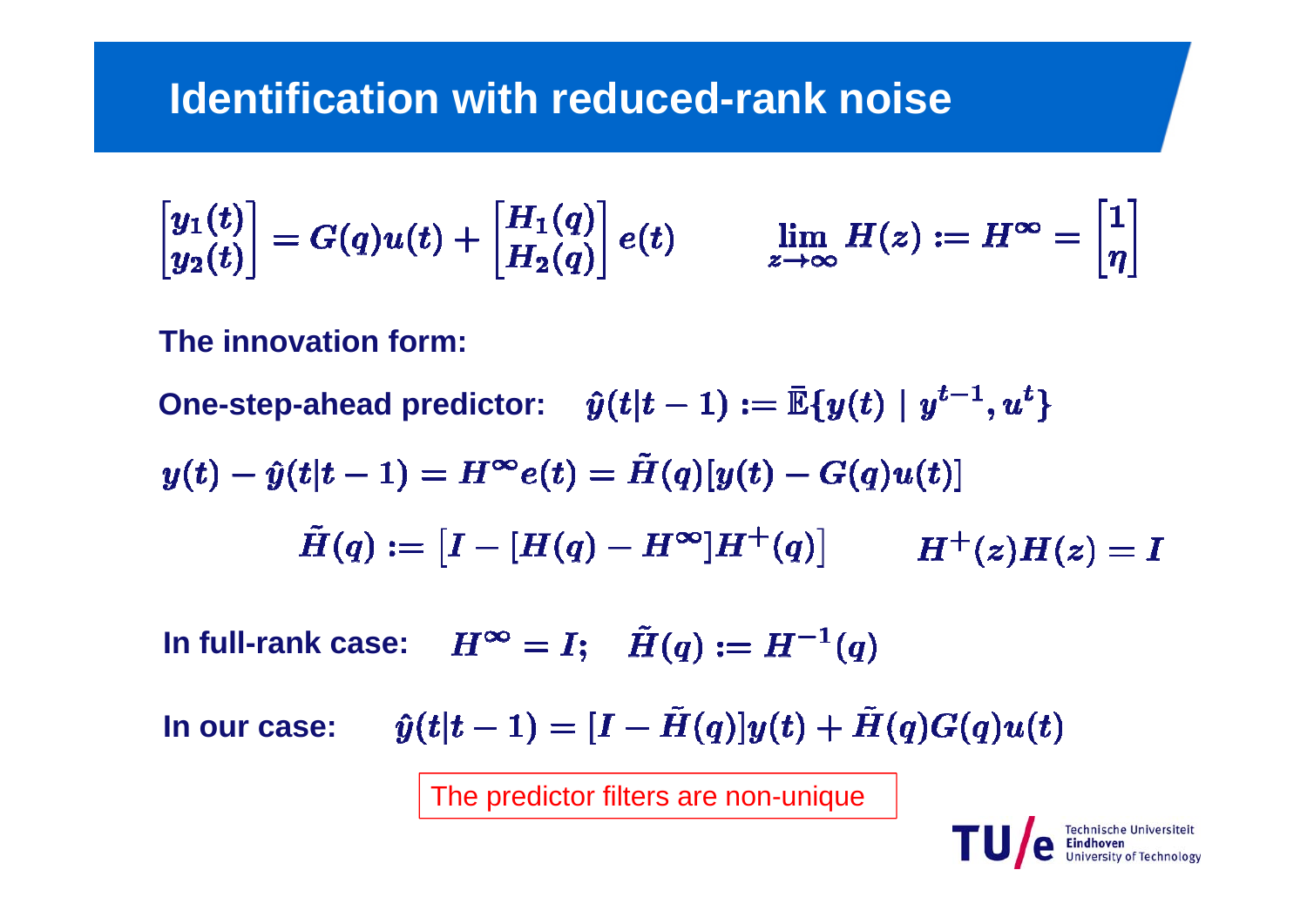# Identification with reduced-rank noise

$$\begin{bmatrix} y_1(t) \\ y_2(t) \end{bmatrix} = G(q)u(t) + \begin{bmatrix} H_1(q) \\ H_2(q) \end{bmatrix} e(t) \qquad \lim_{z\to\infty} H(z) := H^\infty = \begin{bmatrix} 1 \\ \eta \end{bmatrix}$$

**The innovation form:**

**One-step-ahead predictor:** $\hat{y}(t|t-1) := \bar{\mathbb{E}}\{y(t) \mid y^{t-1}, u^t\}$

$$y(t) - \hat{y}(t|t-1) = H^\infty e(t) = \tilde{H}(q)[y(t) - G(q)u(t)]$$

$$\tilde{H}(q) := \left[I - [H(q) - H^\infty]H^+(q)\right] \qquad H^+(z)H(z) = I$$

**In full-rank case:** $H^\infty = I; \quad \tilde{H}(q) := H^{-1}(q)$

**In our case:** $\hat{y}(t|t-1) = [I - \tilde{H}(q)]y(t) + \tilde{H}(q)G(q)u(t)$

The predictor filters are non-unique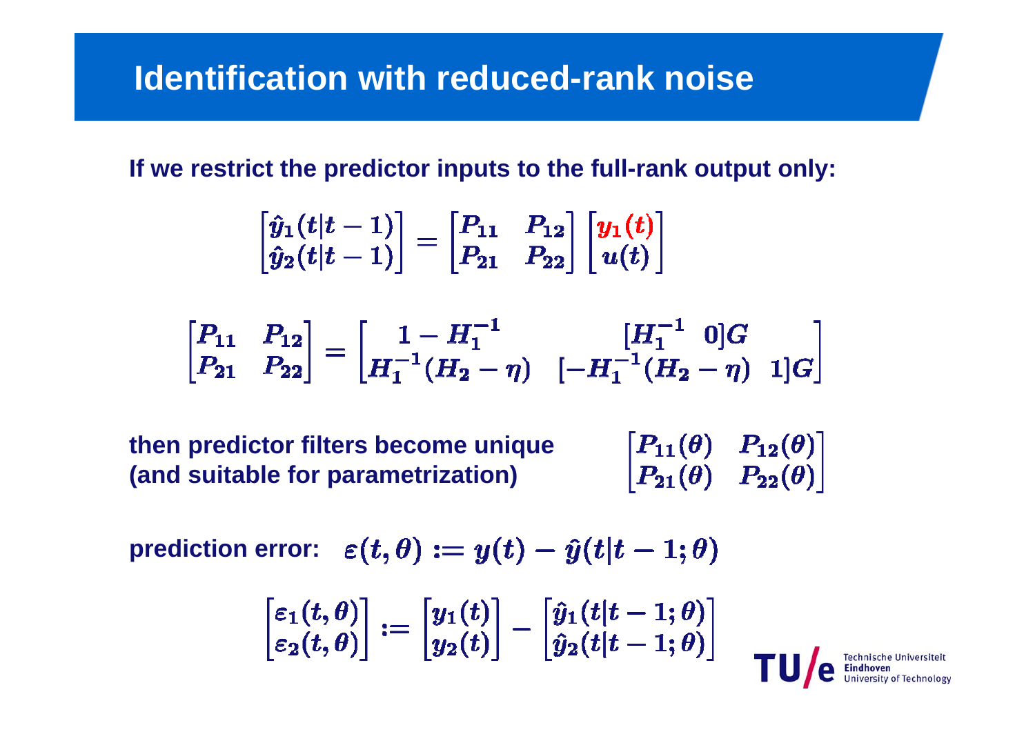# Identification with reduced-rank noise

**If we restrict the predictor inputs to the full-rank output only:**

$$\begin{bmatrix} \hat{y}_1(t|t-1) \\ \hat{y}_2(t|t-1) \end{bmatrix} = \begin{bmatrix} P_{11} & P_{12} \\ P_{21} & P_{22} \end{bmatrix} \begin{bmatrix} y_1(t) \\ u(t) \end{bmatrix}$$

$$\begin{bmatrix} P_{11} & P_{12} \\ P_{21} & P_{22} \end{bmatrix} = \begin{bmatrix} 1 - H_1^{-1} & [H_1^{-1} \;\; 0]G \\ H_1^{-1}(H_2 - \eta) & [-H_1^{-1}(H_2 - \eta) \;\; 1]G \end{bmatrix}$$

**then predictor filters become unique (and suitable for parametrization)**

$$\begin{bmatrix} P_{11}(\theta) & P_{12}(\theta) \\ P_{21}(\theta) & P_{22}(\theta) \end{bmatrix}$$

**prediction error:** $\varepsilon(t,\theta) := y(t) - \hat{y}(t|t-1;\theta)$

$$\begin{bmatrix} \varepsilon_1(t,\theta) \\ \varepsilon_2(t,\theta) \end{bmatrix} := \begin{bmatrix} y_1(t) \\ y_2(t) \end{bmatrix} - \begin{bmatrix} \hat{y}_1(t|t-1;\theta) \\ \hat{y}_2(t|t-1;\theta) \end{bmatrix}$$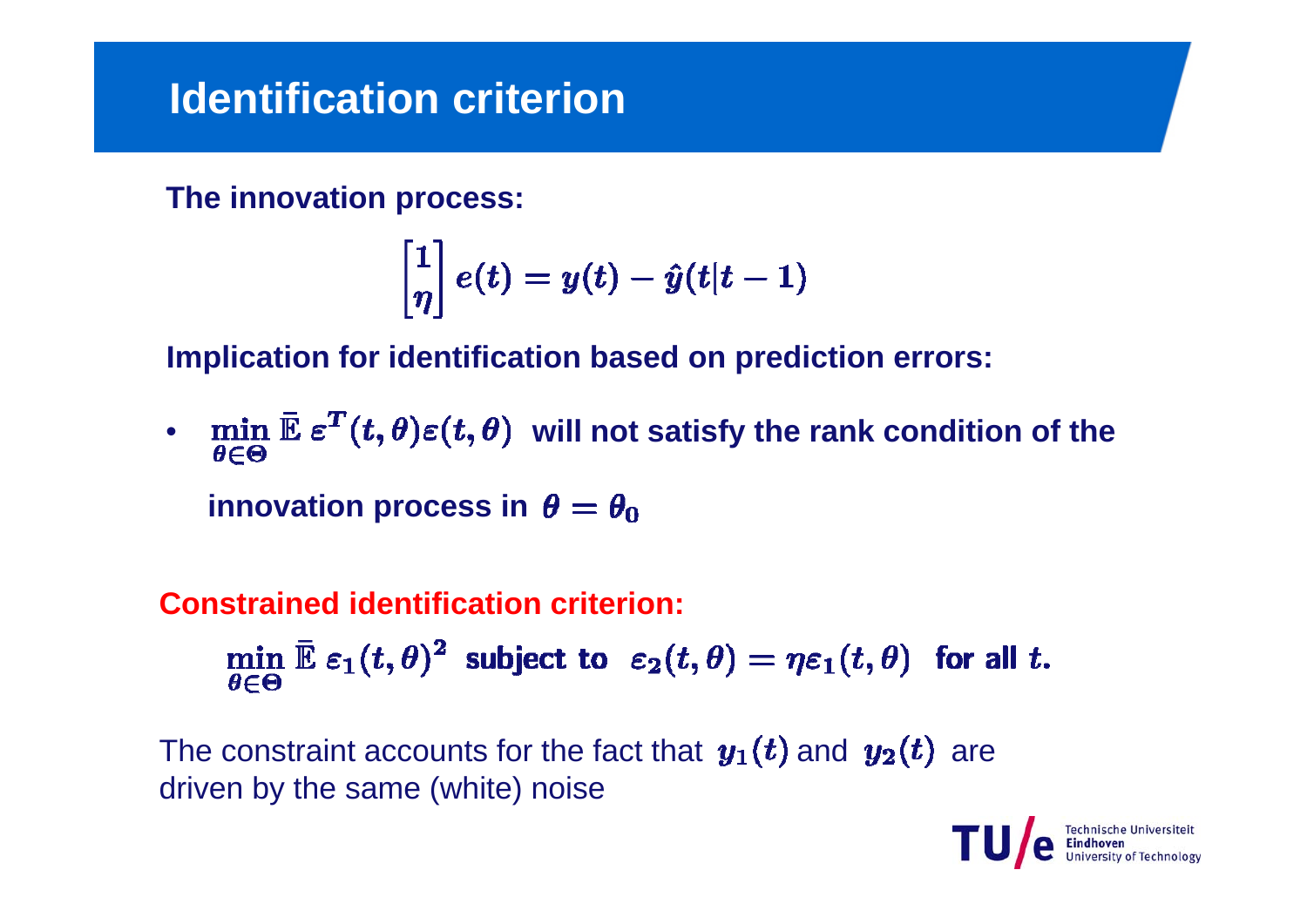# Identification criterion

**The innovation process:**

$$\begin{bmatrix} 1 \\ \eta \end{bmatrix} e(t) = y(t) - \hat{y}(t|t-1)$$

**Implication for identification based on prediction errors:**

- $\min_{\theta \in \Theta} \bar{\mathbb{E}}\, \varepsilon^T(t,\theta)\varepsilon(t,\theta)$ **will not satisfy the rank condition of the innovation process in** $\theta = \theta_0$

**Constrained identification criterion:**

$$\min_{\theta \in \Theta} \bar{\mathbb{E}}\, \varepsilon_1(t,\theta)^2 \text{ subject to } \varepsilon_2(t,\theta) = \eta \varepsilon_1(t,\theta) \text{ for all } t.$$

The constraint accounts for the fact that $y_1(t)$ and $y_2(t)$ are driven by the same (white) noise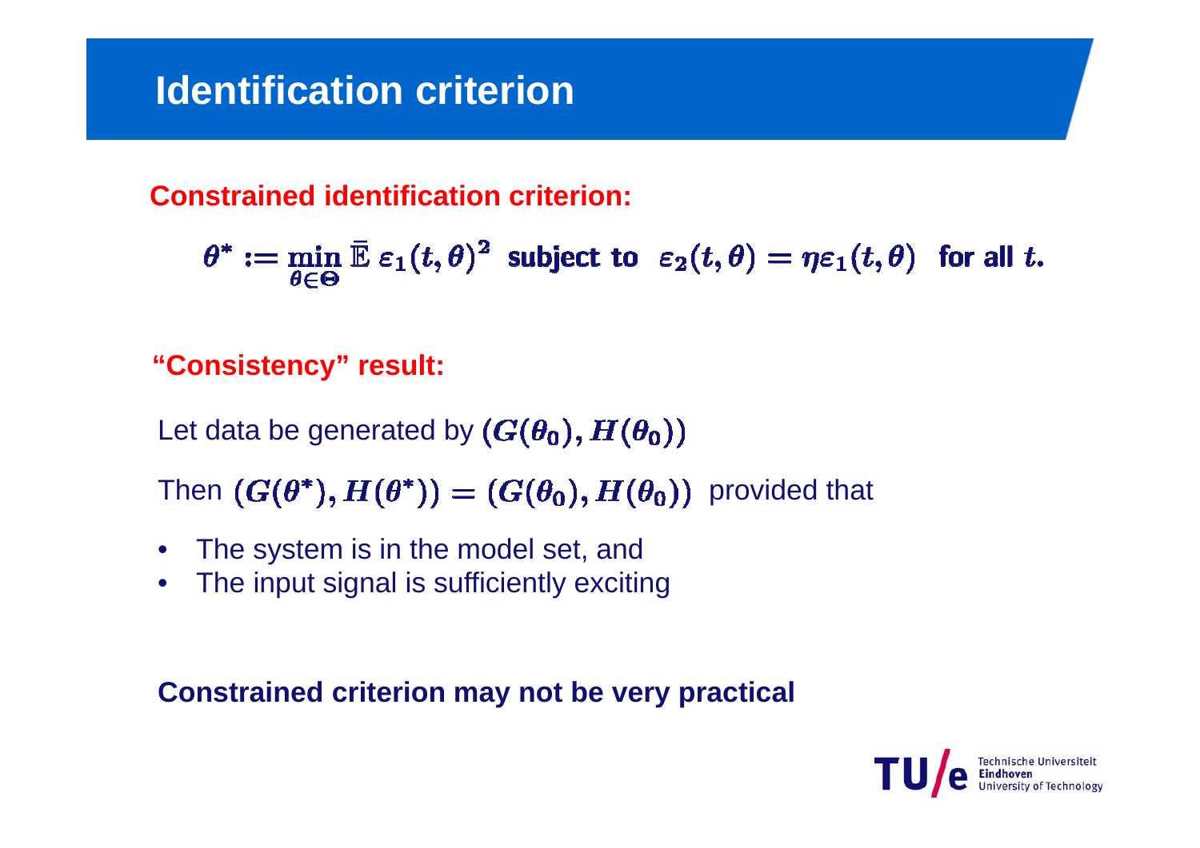# Identification criterion

**Constrained identification criterion:**

$$\theta^* := \min_{\theta \in \Theta} \bar{\mathbb{E}}\, \varepsilon_1(t,\theta)^2 \;\; \text{subject to} \;\; \varepsilon_2(t,\theta) = \eta \varepsilon_1(t,\theta) \;\; \text{for all } t.$$

**"Consistency" result:**

Let data be generated by $(G(\theta_0), H(\theta_0))$

Then $(G(\theta^*), H(\theta^*)) = (G(\theta_0), H(\theta_0))$ provided that

- The system is in the model set, and
- The input signal is sufficiently exciting

**Constrained criterion may not be very practical**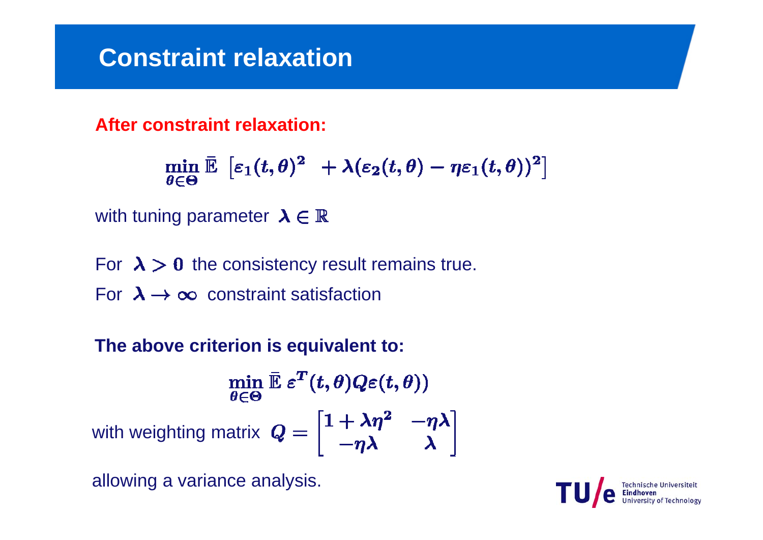# Constraint relaxation

**After constraint relaxation:**

$$\min_{\theta \in \Theta} \bar{\mathbb{E}} \left[ \varepsilon_1(t,\theta)^2 + \lambda(\varepsilon_2(t,\theta) - \eta\varepsilon_1(t,\theta))^2 \right]$$

with tuning parameter $\lambda \in \mathbb{R}$

For $\lambda > 0$ the consistency result remains true.

For $\lambda \to \infty$ constraint satisfaction

**The above criterion is equivalent to:**

$$\min_{\theta \in \Theta} \bar{\mathbb{E}}\, \varepsilon^T(t,\theta) Q \varepsilon(t,\theta))$$

with weighting matrix $Q = \begin{bmatrix} 1+\lambda\eta^2 & -\eta\lambda \\ -\eta\lambda & \lambda \end{bmatrix}$

allowing a variance analysis.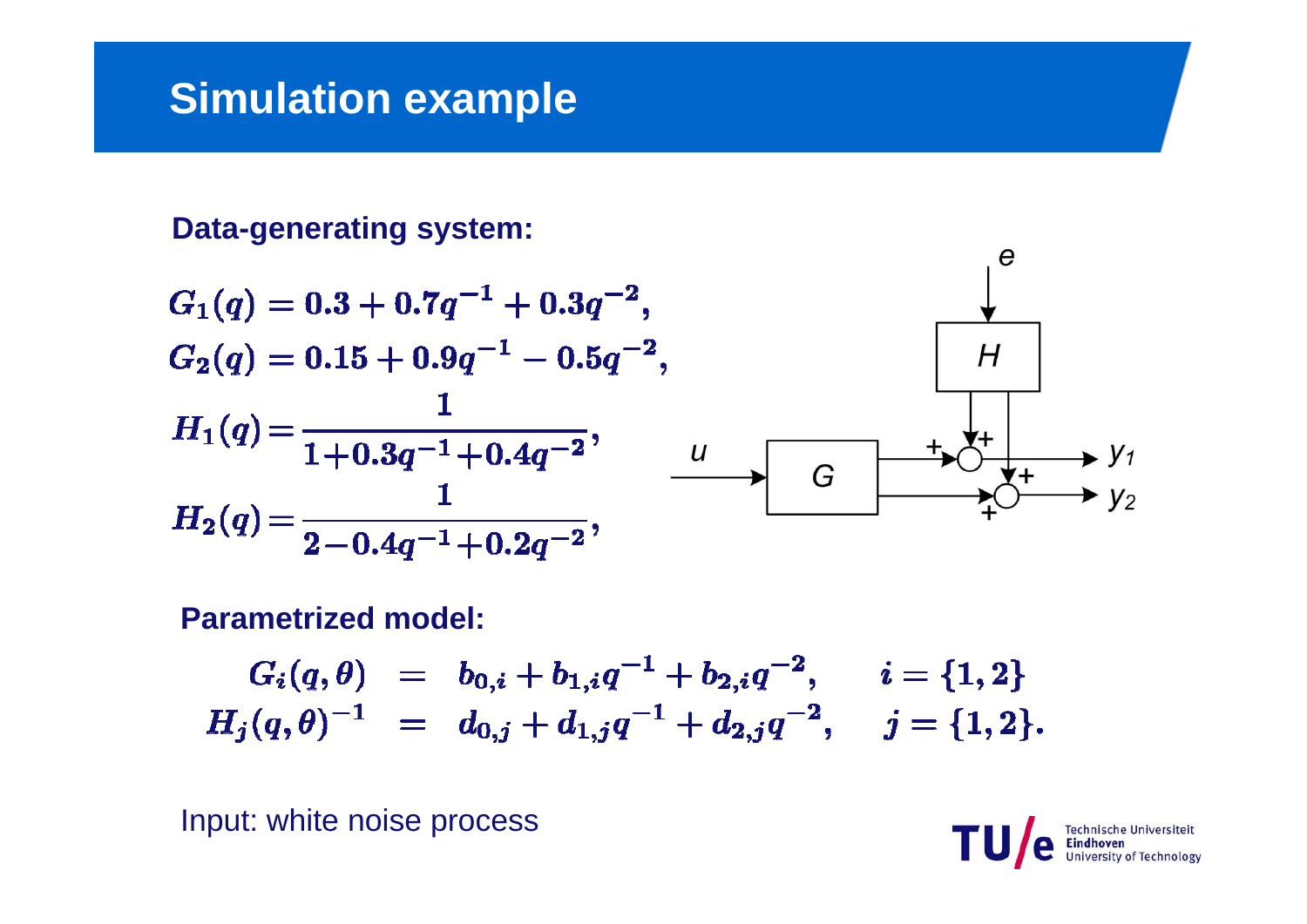# Simulation example

**Data-generating system:**

$$G_1(q) = 0.3 + 0.7q^{-1} + 0.3q^{-2},$$

$$G_2(q) = 0.15 + 0.9q^{-1} - 0.5q^{-2},$$

$$H_1(q) = \frac{1}{1+0.3q^{-1}+0.4q^{-2}},$$

$$H_2(q) = \frac{1}{2-0.4q^{-1}+0.2q^{-2}},$$

**Parametrized model:**

$$
\begin{aligned}
G_i(q,\theta) &= b_{0,i} + b_{1,i}q^{-1} + b_{2,i}q^{-2}, \qquad i = \{1,2\} \\
H_j(q,\theta)^{-1} &= d_{0,j} + d_{1,j}q^{-1} + d_{2,j}q^{-2}, \qquad j = \{1,2\}.
\end{aligned}
$$

Input: white noise process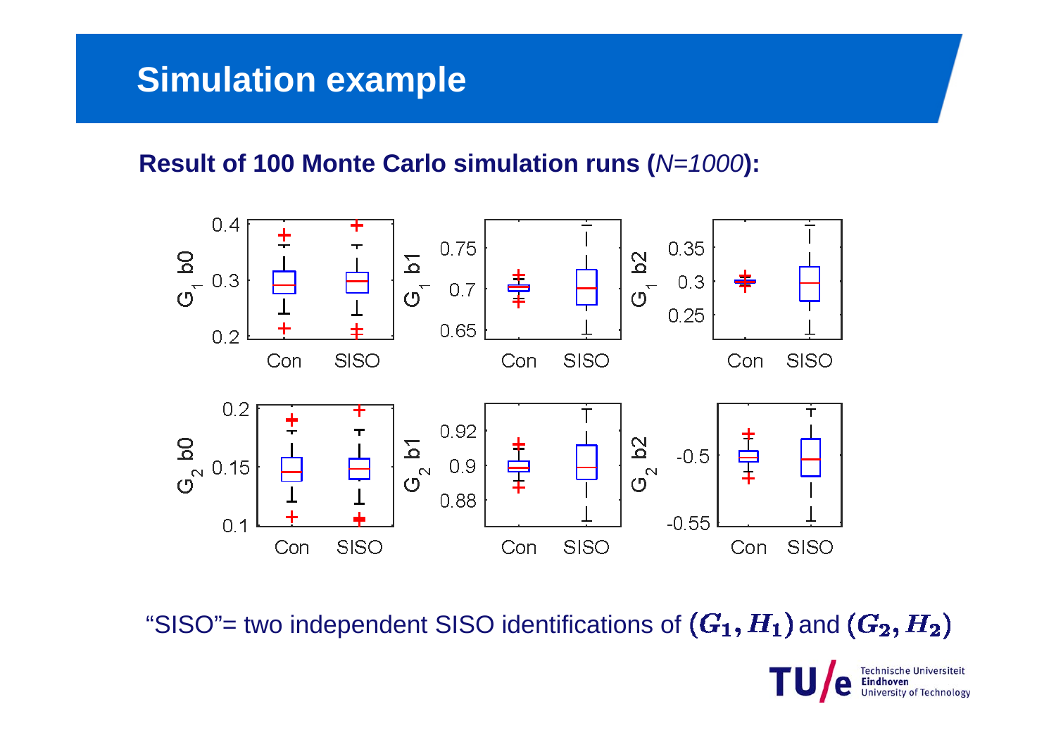# Simulation example

**Result of 100 Monte Carlo simulation runs (*N=1000*):**

"SISO"= two independent SISO identifications of $(G_1, H_1)$ and $(G_2, H_2)$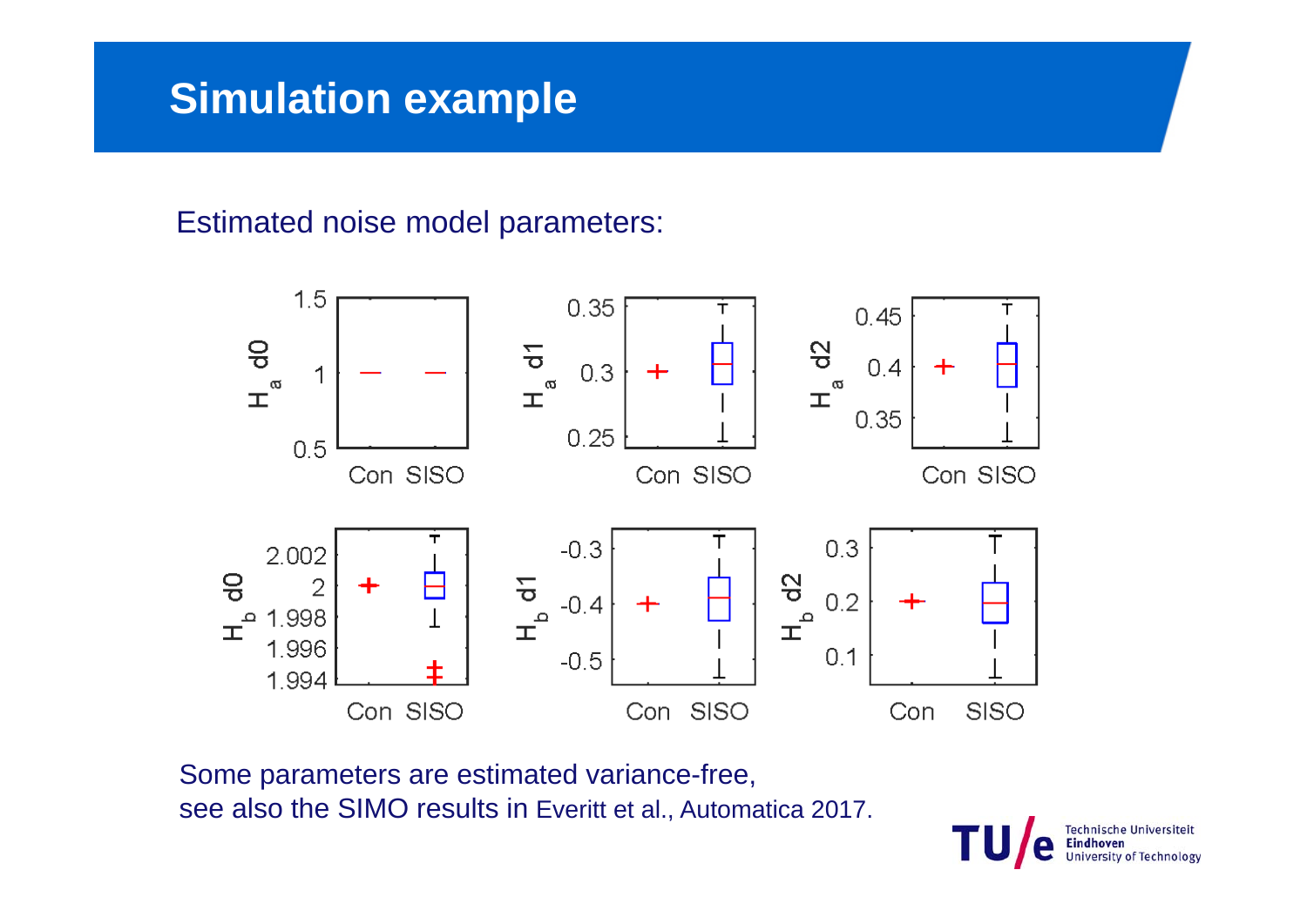# Simulation example

Estimated noise model parameters:

Some parameters are estimated variance-free,
see also the SIMO results in Everitt et al., Automatica 2017.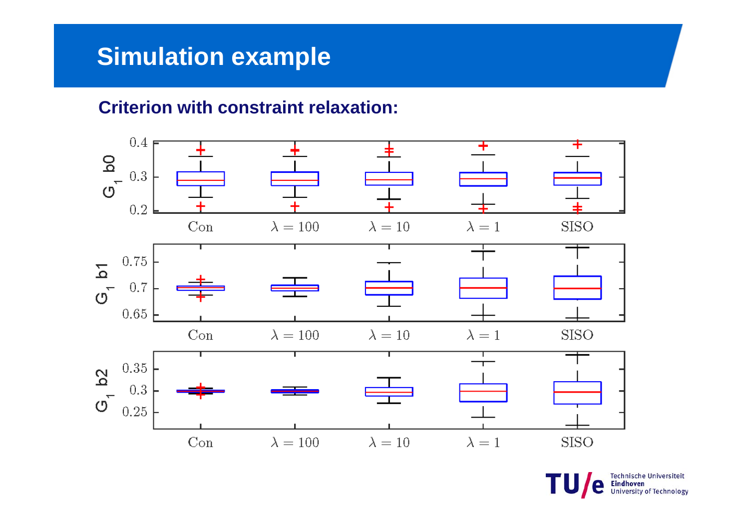# Simulation example

### Criterion with constraint relaxation: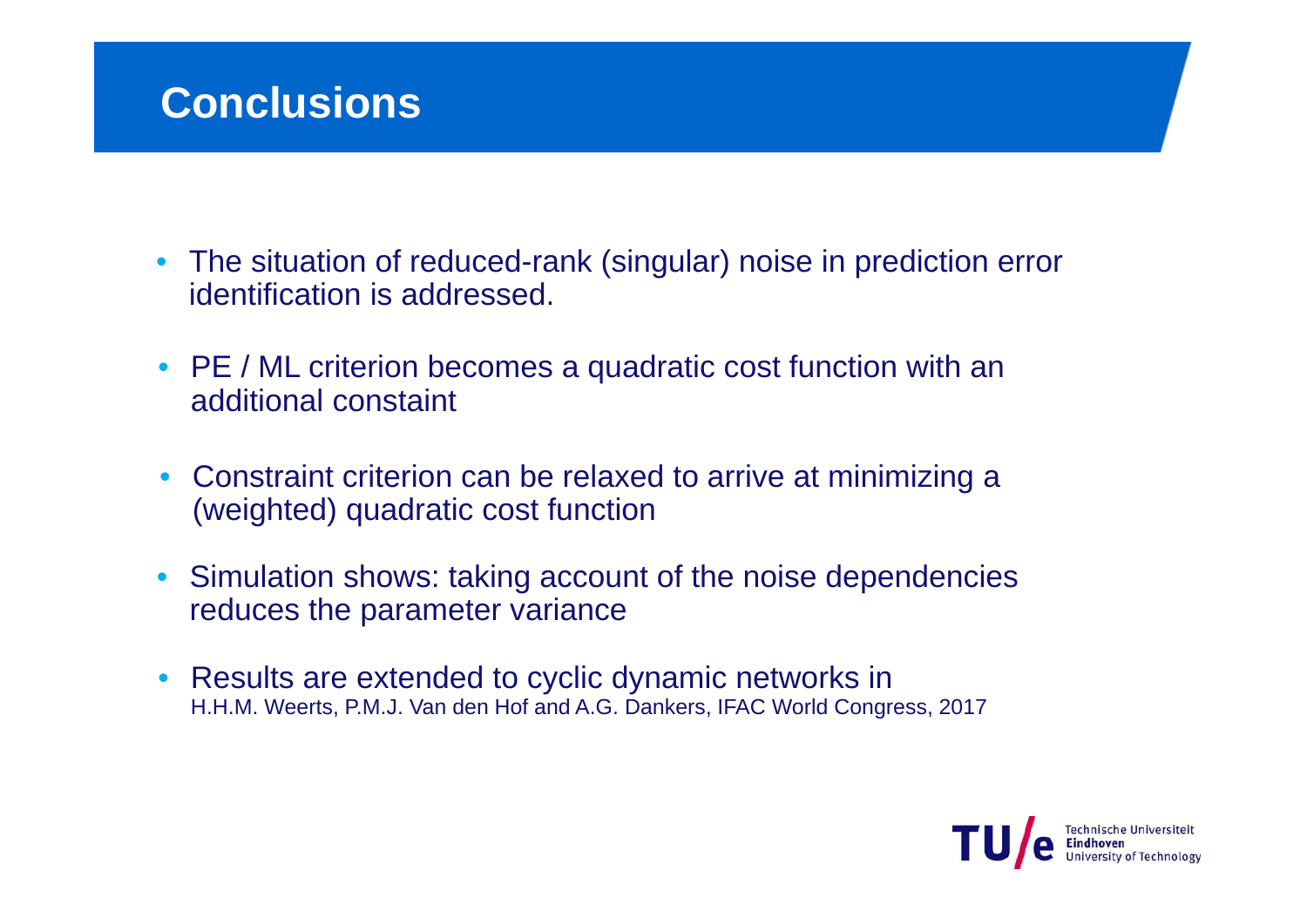# Conclusions

- The situation of reduced-rank (singular) noise in prediction error identification is addressed.
- PE / ML criterion becomes a quadratic cost function with an additional constaint
- Constraint criterion can be relaxed to arrive at minimizing a (weighted) quadratic cost function
- Simulation shows: taking account of the noise dependencies reduces the parameter variance
- Results are extended to cyclic dynamic networks in
  H.H.M. Weerts, P.M.J. Van den Hof and A.G. Dankers, IFAC World Congress, 2017